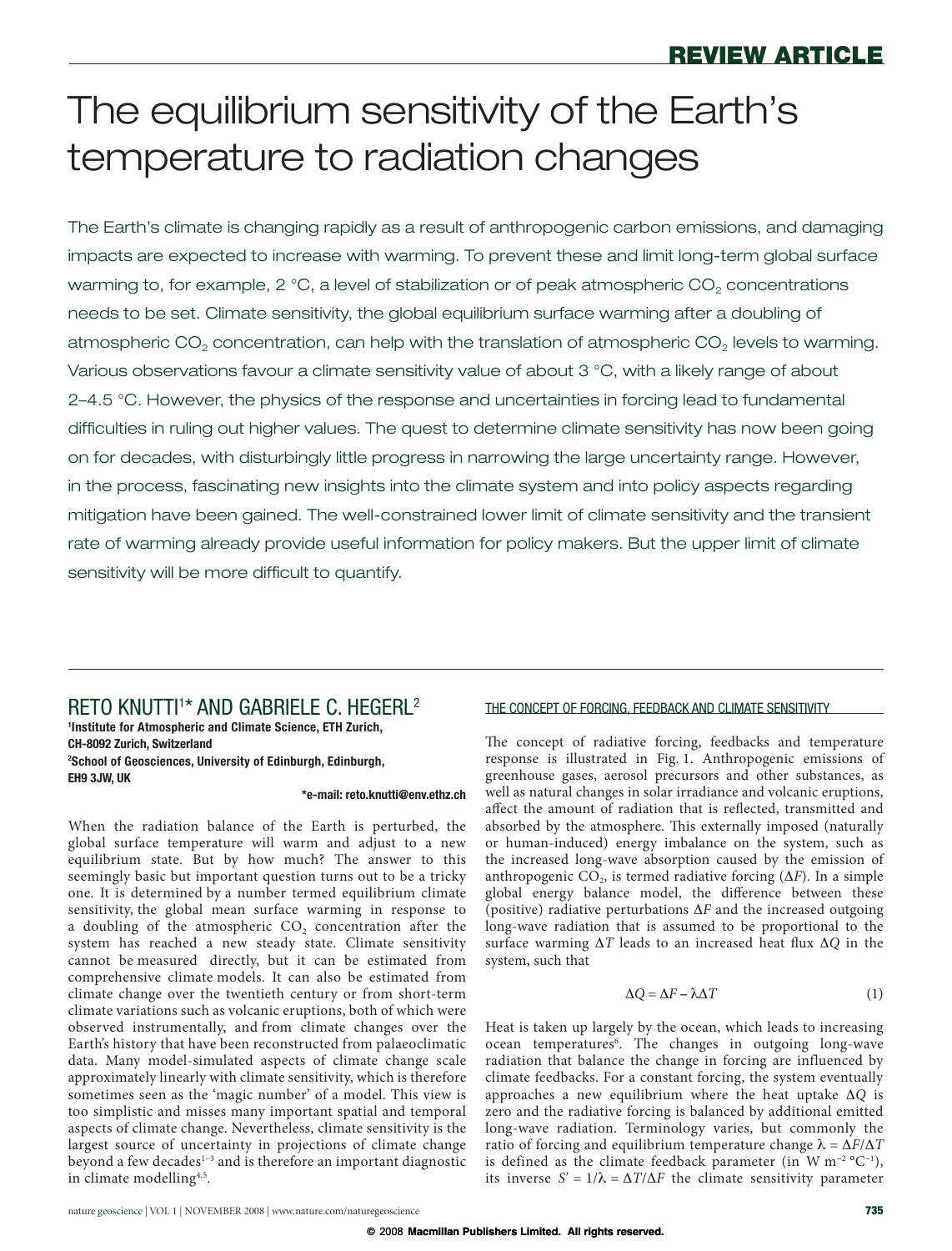REVIEW ARTICLE

# The equilibrium sensitivity of the Earth's temperature to radiation changes

The Earth's climate is changing rapidly as a result of anthropogenic carbon emissions, and damaging impacts are expected to increase with warming. To prevent these and limit long-term global surface warming to, for example, 2 °C, a level of stabilization or of peak atmospheric $CO_2$ concentrations needs to be set. Climate sensitivity, the global equilibrium surface warming after a doubling of atmospheric $CO_2$ concentration, can help with the translation of atmospheric $CO_2$ levels to warming. Various observations favour a climate sensitivity value of about 3 °C, with a likely range of about 2–4.5 °C. However, the physics of the response and uncertainties in forcing lead to fundamental difficulties in ruling out higher values. The quest to determine climate sensitivity has now been going on for decades, with disturbingly little progress in narrowing the large uncertainty range. However, in the process, fascinating new insights into the climate system and into policy aspects regarding mitigation have been gained. The well-constrained lower limit of climate sensitivity and the transient rate of warming already provide useful information for policy makers. But the upper limit of climate sensitivity will be more difficult to quantify.

RETO KNUTTI[1]* AND GABRIELE C. HEGERL[2]

**[1]Institute for Atmospheric and Climate Science, ETH Zurich, CH-8092 Zurich, Switzerland**
**[2]School of Geosciences, University of Edinburgh, Edinburgh, EH9 3JW, UK**

***e-mail: reto.knutti@env.ethz.ch**

When the radiation balance of the Earth is perturbed, the global surface temperature will warm and adjust to a new equilibrium state. But by how much? The answer to this seemingly basic but important question turns out to be a tricky one. It is determined by a number termed equilibrium climate sensitivity, the global mean surface warming in response to a doubling of the atmospheric $CO_2$ concentration after the system has reached a new steady state. Climate sensitivity cannot be measured directly, but it can be estimated from comprehensive climate models. It can also be estimated from climate change over the twentieth century or from short-term climate variations such as volcanic eruptions, both of which were observed instrumentally, and from climate changes over the Earth's history that have been reconstructed from palaeoclimatic data. Many model-simulated aspects of climate change scale approximately linearly with climate sensitivity, which is therefore sometimes seen as the 'magic number' of a model. This view is too simplistic and misses many important spatial and temporal aspects of climate change. Nevertheless, climate sensitivity is the largest source of uncertainty in projections of climate change beyond a few decades[1–3] and is therefore an important diagnostic in climate modelling[4,5].

## THE CONCEPT OF FORCING, FEEDBACK AND CLIMATE SENSITIVITY

The concept of radiative forcing, feedbacks and temperature response is illustrated in Fig. 1. Anthropogenic emissions of greenhouse gases, aerosol precursors and other substances, as well as natural changes in solar irradiance and volcanic eruptions, affect the amount of radiation that is reflected, transmitted and absorbed by the atmosphere. This externally imposed (naturally or human-induced) energy imbalance on the system, such as the increased long-wave absorption caused by the emission of anthropogenic $CO_2$, is termed radiative forcing ($\Delta F$). In a simple global energy balance model, the difference between these (positive) radiative perturbations $\Delta F$ and the increased outgoing long-wave radiation that is assumed to be proportional to the surface warming $\Delta T$ leads to an increased heat flux $\Delta Q$ in the system, such that

$$\Delta Q = \Delta F - \lambda \Delta T \quad (1)$$

Heat is taken up largely by the ocean, which leads to increasing ocean temperatures[6]. The changes in outgoing long-wave radiation that balance the change in forcing are influenced by climate feedbacks. For a constant forcing, the system eventually approaches a new equilibrium where the heat uptake $\Delta Q$ is zero and the radiative forcing is balanced by additional emitted long-wave radiation. Terminology varies, but commonly the ratio of forcing and equilibrium temperature change $\lambda = \Delta F/\Delta T$ is defined as the climate feedback parameter (in W m$^{-2}$ °C$^{-1}$), its inverse $S' = 1/\lambda = \Delta T/\Delta F$ the climate sensitivity parameter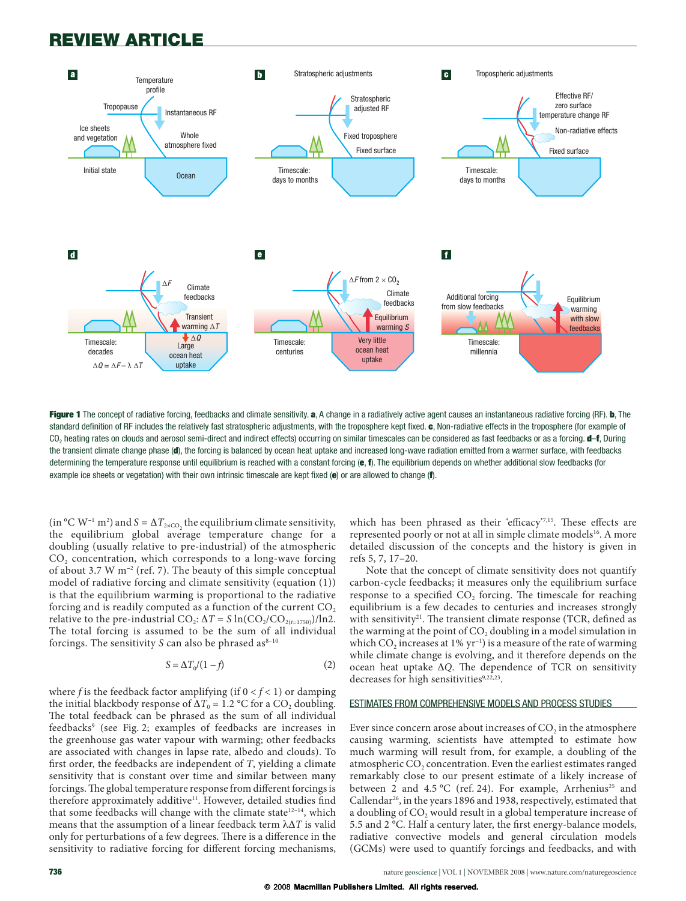**Figure 1** The concept of radiative forcing, feedbacks and climate sensitivity. **a**, A change in a radiatively active agent causes an instantaneous radiative forcing (RF). **b**, The standard definition of RF includes the relatively fast stratospheric adjustments, with the troposphere kept fixed. **c**, Non-radiative effects in the troposphere (for example of $CO_2$ heating rates on clouds and aerosol semi-direct and indirect effects) occurring on similar timescales can be considered as fast feedbacks or as a forcing. **d–f**, During the transient climate change phase (**d**), the forcing is balanced by ocean heat uptake and increased long-wave radiation emitted from a warmer surface, with feedbacks determining the temperature response until equilibrium is reached with a constant forcing (**e**, **f**). The equilibrium depends on whether additional slow feedbacks (for example ice sheets or vegetation) with their own intrinsic timescale are kept fixed (**e**) or are allowed to change (**f**).

(in °C W$^{-1}$ m$^2$) and $S = \Delta T_{2\times CO_2}$ the equilibrium climate sensitivity, the equilibrium global average temperature change for a doubling (usually relative to pre-industrial) of the atmospheric $CO_2$ concentration, which corresponds to a long-wave forcing of about 3.7 W m$^{-2}$ (ref. 7). The beauty of this simple conceptual model of radiative forcing and climate sensitivity (equation (1)) is that the equilibrium warming is proportional to the radiative forcing and is readily computed as a function of the current $CO_2$ relative to the pre-industrial $CO_2$: $\Delta T = S \ln(CO_2/CO_{2(t=1750)})/\ln 2$. The total forcing is assumed to be the sum of all individual forcings. The sensitivity $S$ can also be phrased as[8–10]

$$S = \Delta T_0/(1-f) \qquad (2)$$

where $f$ is the feedback factor amplifying (if $0 < f < 1$) or damping the initial blackbody response of $\Delta T_0 = 1.2$ °C for a $CO_2$ doubling. The total feedback can be phrased as the sum of all individual feedbacks[9] (see Fig. 2; examples of feedbacks are increases in the greenhouse gas water vapour with warming; other feedbacks are associated with changes in lapse rate, albedo and clouds). To first order, the feedbacks are independent of $T$, yielding a climate sensitivity that is constant over time and similar between many forcings. The global temperature response from different forcings is therefore approximately additive[11]. However, detailed studies find that some feedbacks will change with the climate state[12–14], which means that the assumption of a linear feedback term $\lambda\Delta T$ is valid only for perturbations of a few degrees. There is a difference in the sensitivity to radiative forcing for different forcing mechanisms, which has been phrased as their 'efficacy'[7,15]. These effects are represented poorly or not at all in simple climate models[16]. A more detailed discussion of the concepts and the history is given in refs 5, 7, 17–20.

Note that the concept of climate sensitivity does not quantify carbon-cycle feedbacks; it measures only the equilibrium surface response to a specified $CO_2$ forcing. The timescale for reaching equilibrium is a few decades to centuries and increases strongly with sensitivity[21]. The transient climate response (TCR, defined as the warming at the point of $CO_2$ doubling in a model simulation in which $CO_2$ increases at 1% yr$^{-1}$) is a measure of the rate of warming while climate change is evolving, and it therefore depends on the ocean heat uptake $\Delta Q$. The dependence of TCR on sensitivity decreases for high sensitivities[9,22,23].

## ESTIMATES FROM COMPREHENSIVE MODELS AND PROCESS STUDIES

Ever since concern arose about increases of $CO_2$ in the atmosphere causing warming, scientists have attempted to estimate how much warming will result from, for example, a doubling of the atmospheric $CO_2$ concentration. Even the earliest estimates ranged remarkably close to our present estimate of a likely increase of between 2 and 4.5 °C (ref. 24). For example, Arrhenius[25] and Callendar[26], in the years 1896 and 1938, respectively, estimated that a doubling of $CO_2$ would result in a global temperature increase of 5.5 and 2 °C. Half a century later, the first energy-balance models, radiative convective models and general circulation models (GCMs) were used to quantify forcings and feedbacks, and with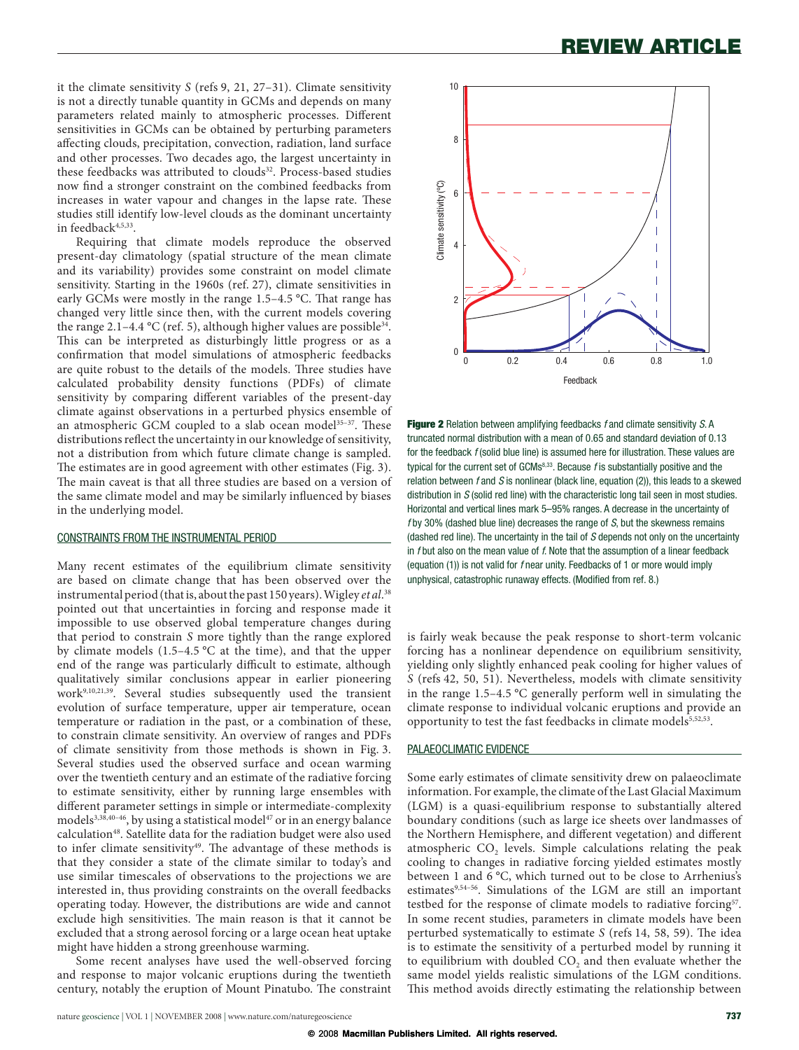it the climate sensitivity $S$ (refs 9, 21, 27–31). Climate sensitivity is not a directly tunable quantity in GCMs and depends on many parameters related mainly to atmospheric processes. Different sensitivities in GCMs can be obtained by perturbing parameters affecting clouds, precipitation, convection, radiation, land surface and other processes. Two decades ago, the largest uncertainty in these feedbacks was attributed to clouds[32]. Process-based studies now find a stronger constraint on the combined feedbacks from increases in water vapour and changes in the lapse rate. These studies still identify low-level clouds as the dominant uncertainty in feedback[4,5,33].

Requiring that climate models reproduce the observed present-day climatology (spatial structure of the mean climate and its variability) provides some constraint on model climate sensitivity. Starting in the 1960s (ref. 27), climate sensitivities in early GCMs were mostly in the range 1.5–4.5 °C. That range has changed very little since then, with the current models covering the range 2.1–4.4 °C (ref. 5), although higher values are possible[34]. This can be interpreted as disturbingly little progress or as a confirmation that model simulations of atmospheric feedbacks are quite robust to the details of the models. Three studies have calculated probability density functions (PDFs) of climate sensitivity by comparing different variables of the present-day climate against observations in a perturbed physics ensemble of an atmospheric GCM coupled to a slab ocean model[35–37]. These distributions reflect the uncertainty in our knowledge of sensitivity, not a distribution from which future climate change is sampled. The estimates are in good agreement with other estimates (Fig. 3). The main caveat is that all three studies are based on a version of the same climate model and may be similarly influenced by biases in the underlying model.

## CONSTRAINTS FROM THE INSTRUMENTAL PERIOD

Many recent estimates of the equilibrium climate sensitivity are based on climate change that has been observed over the instrumental period (that is, about the past 150 years). Wigley *et al.*[38] pointed out that uncertainties in forcing and response made it impossible to use observed global temperature changes during that period to constrain $S$ more tightly than the range explored by climate models (1.5–4.5 °C at the time), and that the upper end of the range was particularly difficult to estimate, although qualitatively similar conclusions appear in earlier pioneering work[9,10,21,39]. Several studies subsequently used the transient evolution of surface temperature, upper air temperature, ocean temperature or radiation in the past, or a combination of these, to constrain climate sensitivity. An overview of ranges and PDFs of climate sensitivity from those methods is shown in Fig. 3. Several studies used the observed surface and ocean warming over the twentieth century and an estimate of the radiative forcing to estimate sensitivity, either by running large ensembles with different parameter settings in simple or intermediate-complexity models[3,38,40–46], by using a statistical model[47] or in an energy balance calculation[48]. Satellite data for the radiation budget were also used to infer climate sensitivity[49]. The advantage of these methods is that they consider a state of the climate similar to today's and use similar timescales of observations to the projections we are interested in, thus providing constraints on the overall feedbacks operating today. However, the distributions are wide and cannot exclude high sensitivities. The main reason is that it cannot be excluded that a strong aerosol forcing or a large ocean heat uptake might have hidden a strong greenhouse warming.

Some recent analyses have used the well-observed forcing and response to major volcanic eruptions during the twentieth century, notably the eruption of Mount Pinatubo. The constraint is fairly weak because the peak response to short-term volcanic forcing has a nonlinear dependence on equilibrium sensitivity, yielding only slightly enhanced peak cooling for higher values of $S$ (refs 42, 50, 51). Nevertheless, models with climate sensitivity in the range 1.5–4.5 °C generally perform well in simulating the climate response to individual volcanic eruptions and provide an opportunity to test the fast feedbacks in climate models[5,52,53].

**Figure 2** Relation between amplifying feedbacks $f$ and climate sensitivity $S$. A truncated normal distribution with a mean of 0.65 and standard deviation of 0.13 for the feedback $f$ (solid blue line) is assumed here for illustration. These values are typical for the current set of GCMs[8,33]. Because $f$ is substantially positive and the relation between $f$ and $S$ is nonlinear (black line, equation (2)), this leads to a skewed distribution in $S$ (solid red line) with the characteristic long tail seen in most studies. Horizontal and vertical lines mark 5–95% ranges. A decrease in the uncertainty of $f$ by 30% (dashed blue line) decreases the range of $S$, but the skewness remains (dashed red line). The uncertainty in the tail of $S$ depends not only on the uncertainty in $f$ but also on the mean value of $f$. Note that the assumption of a linear feedback (equation (1)) is not valid for $f$ near unity. Feedbacks of 1 or more would imply unphysical, catastrophic runaway effects. (Modified from ref. 8.)

## PALAEOCLIMATIC EVIDENCE

Some early estimates of climate sensitivity drew on palaeoclimate information. For example, the climate of the Last Glacial Maximum (LGM) is a quasi-equilibrium response to substantially altered boundary conditions (such as large ice sheets over landmasses of the Northern Hemisphere, and different vegetation) and different atmospheric $CO_2$ levels. Simple calculations relating the peak cooling to changes in radiative forcing yielded estimates mostly between 1 and 6 °C, which turned out to be close to Arrhenius's estimates[9,54–56]. Simulations of the LGM are still an important testbed for the response of climate models to radiative forcing[57]. In some recent studies, parameters in climate models have been perturbed systematically to estimate $S$ (refs 14, 58, 59). The idea is to estimate the sensitivity of a perturbed model by running it to equilibrium with doubled $CO_2$ and then evaluate whether the same model yields realistic simulations of the LGM conditions. This method avoids directly estimating the relationship between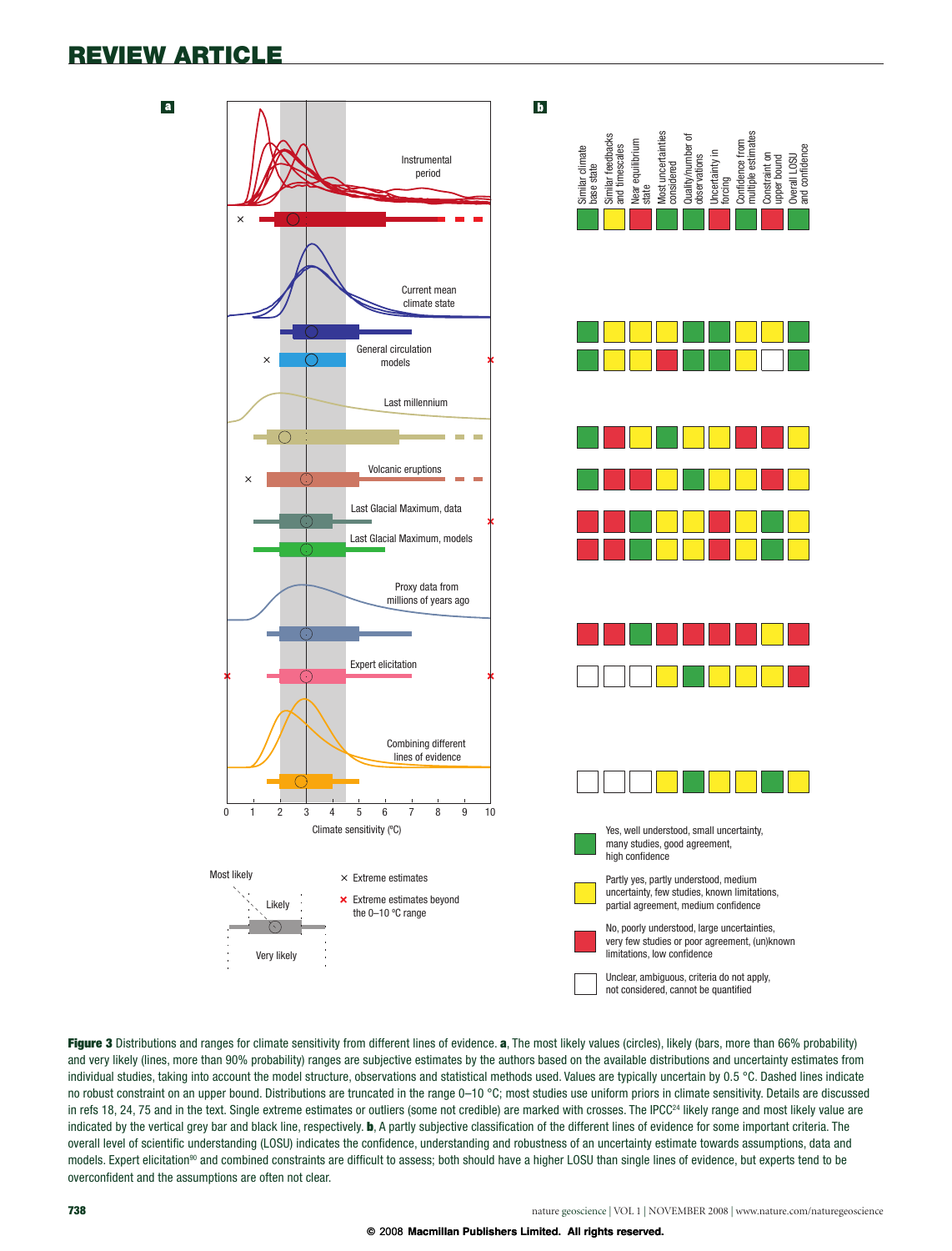**Figure 3** Distributions and ranges for climate sensitivity from different lines of evidence. **a**, The most likely values (circles), likely (bars, more than 66% probability) and very likely (lines, more than 90% probability) ranges are subjective estimates by the authors based on the available distributions and uncertainty estimates from individual studies, taking into account the model structure, observations and statistical methods used. Values are typically uncertain by 0.5 °C. Dashed lines indicate no robust constraint on an upper bound. Distributions are truncated in the range 0–10 °C; most studies use uniform priors in climate sensitivity. Details are discussed in refs 18, 24, 75 and in the text. Single extreme estimates or outliers (some not credible) are marked with crosses. The IPCC[24] likely range and most likely value are indicated by the vertical grey bar and black line, respectively. **b**, A partly subjective classification of the different lines of evidence for some important criteria. The overall level of scientific understanding (LOSU) indicates the confidence, understanding and robustness of an uncertainty estimate towards assumptions, data and models. Expert elicitation[90] and combined constraints are difficult to assess; both should have a higher LOSU than single lines of evidence, but experts tend to be overconfident and the assumptions are often not clear.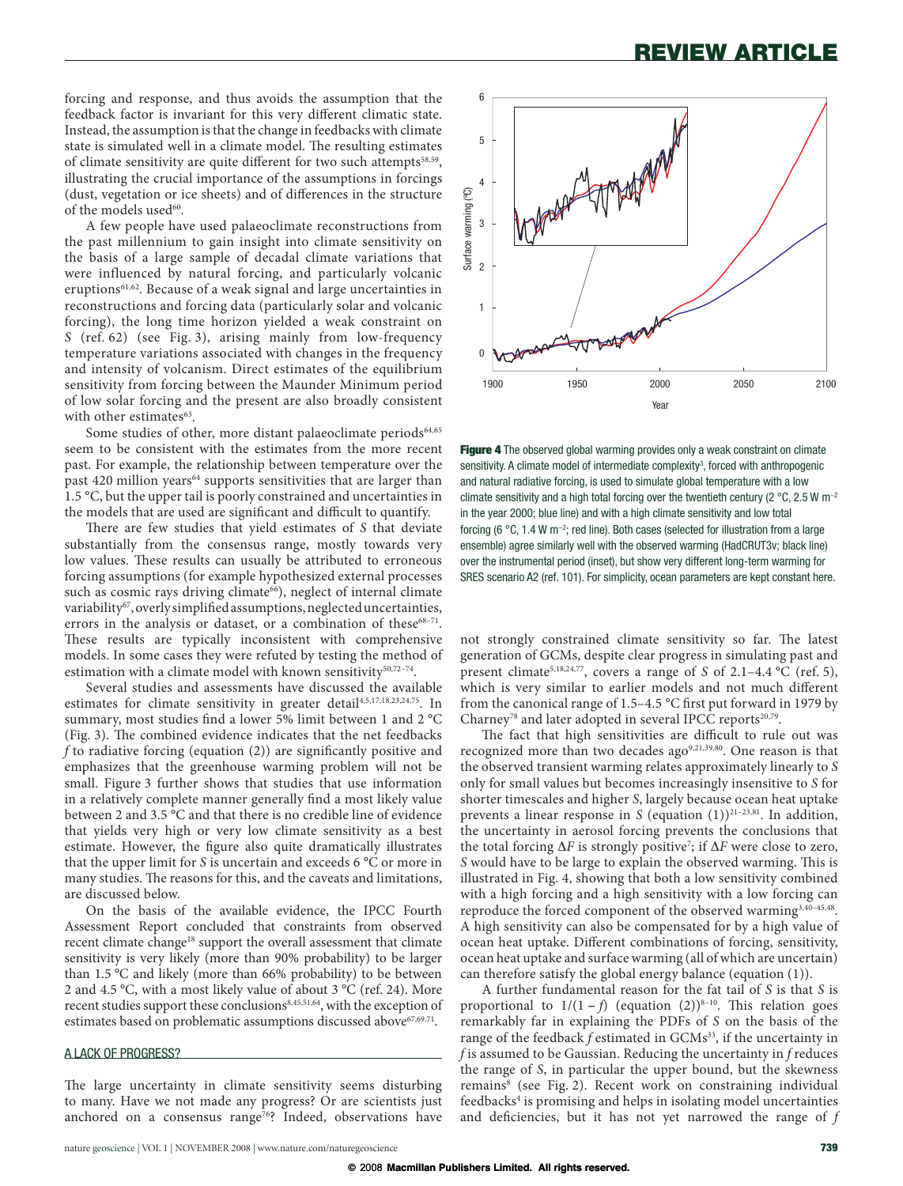forcing and response, and thus avoids the assumption that the feedback factor is invariant for this very different climatic state. Instead, the assumption is that the change in feedbacks with climate state is simulated well in a climate model. The resulting estimates of climate sensitivity are quite different for two such attempts[58,59], illustrating the crucial importance of the assumptions in forcings (dust, vegetation or ice sheets) and of differences in the structure of the models used[60].

A few people have used palaeoclimate reconstructions from the past millennium to gain insight into climate sensitivity on the basis of a large sample of decadal climate variations that were influenced by natural forcing, and particularly volcanic eruptions[61,62]. Because of a weak signal and large uncertainties in reconstructions and forcing data (particularly solar and volcanic forcing), the long time horizon yielded a weak constraint on $S$ (ref. 62) (see Fig. 3), arising mainly from low-frequency temperature variations associated with changes in the frequency and intensity of volcanism. Direct estimates of the equilibrium sensitivity from forcing between the Maunder Minimum period of low solar forcing and the present are also broadly consistent with other estimates[63].

Some studies of other, more distant palaeoclimate periods[64,65] seem to be consistent with the estimates from the more recent past. For example, the relationship between temperature over the past 420 million years[64] supports sensitivities that are larger than 1.5 °C, but the upper tail is poorly constrained and uncertainties in the models that are used are significant and difficult to quantify.

There are few studies that yield estimates of $S$ that deviate substantially from the consensus range, mostly towards very low values. These results can usually be attributed to erroneous forcing assumptions (for example hypothesized external processes such as cosmic rays driving climate[66]), neglect of internal climate variability[67], overly simplified assumptions, neglected uncertainties, errors in the analysis or dataset, or a combination of these[68–71]. These results are typically inconsistent with comprehensive models. In some cases they were refuted by testing the method of estimation with a climate model with known sensitivity[50,72–74].

Several studies and assessments have discussed the available estimates for climate sensitivity in greater detail[4,5,17,18,23,24,75]. In summary, most studies find a lower 5% limit between 1 and 2 °C (Fig. 3). The combined evidence indicates that the net feedbacks $f$ to radiative forcing (equation (2)) are significantly positive and emphasizes that the greenhouse warming problem will not be small. Figure 3 further shows that studies that use information in a relatively complete manner generally find a most likely value between 2 and 3.5 °C and that there is no credible line of evidence that yields very high or very low climate sensitivity as a best estimate. However, the figure also quite dramatically illustrates that the upper limit for $S$ is uncertain and exceeds 6 °C or more in many studies. The reasons for this, and the caveats and limitations, are discussed below.

On the basis of the available evidence, the IPCC Fourth Assessment Report concluded that constraints from observed recent climate change[18] support the overall assessment that climate sensitivity is very likely (more than 90% probability) to be larger than 1.5 °C and likely (more than 66% probability) to be between 2 and 4.5 °C, with a most likely value of about 3 °C (ref. 24). More recent studies support these conclusions[8,45,51,64], with the exception of estimates based on problematic assumptions discussed above[67,69,71].

## A LACK OF PROGRESS?

The large uncertainty in climate sensitivity seems disturbing to many. Have we not made any progress? Or are scientists just anchored on a consensus range[76]? Indeed, observations have not strongly constrained climate sensitivity so far. The latest generation of GCMs, despite clear progress in simulating past and present climate[5,18,24,77], covers a range of $S$ of 2.1–4.4 °C (ref. 5), which is very similar to earlier models and not much different from the canonical range of 1.5–4.5 °C first put forward in 1979 by Charney[78] and later adopted in several IPCC reports[20,79].

**Figure 4** The observed global warming provides only a weak constraint on climate sensitivity. A climate model of intermediate complexity[3], forced with anthropogenic and natural radiative forcing, is used to simulate global temperature with a low climate sensitivity and a high total forcing over the twentieth century (2 °C, 2.5 W m$^{-2}$ in the year 2000; blue line) and with a high climate sensitivity and low total forcing (6 °C, 1.4 W m$^{-2}$; red line). Both cases (selected for illustration from a large ensemble) agree similarly well with the observed warming (HadCRUT3v; black line) over the instrumental period (inset), but show very different long-term warming for SRES scenario A2 (ref. 101). For simplicity, ocean parameters are kept constant here.

The fact that high sensitivities are difficult to rule out was recognized more than two decades ago[9,21,39,80]. One reason is that the observed transient warming relates approximately linearly to $S$ only for small values but becomes increasingly insensitive to $S$ for shorter timescales and higher $S$, largely because ocean heat uptake prevents a linear response in $S$ (equation (1))[21–23,81]. In addition, the uncertainty in aerosol forcing prevents the conclusions that the total forcing $\Delta F$ is strongly positive[7]; if $\Delta F$ were close to zero, $S$ would have to be large to explain the observed warming. This is illustrated in Fig. 4, showing that both a low sensitivity combined with a high forcing and a high sensitivity with a low forcing can reproduce the forced component of the observed warming[3,40–45,48]. A high sensitivity can also be compensated for by a high value of ocean heat uptake. Different combinations of forcing, sensitivity, ocean heat uptake and surface warming (all of which are uncertain) can therefore satisfy the global energy balance (equation (1)).

A further fundamental reason for the fat tail of $S$ is that $S$ is proportional to $1/(1-f)$ (equation (2))[8–10]. This relation goes remarkably far in explaining the PDFs of $S$ on the basis of the range of the feedback $f$ estimated in GCMs[33], if the uncertainty in $f$ is assumed to be Gaussian. Reducing the uncertainty in $f$ reduces the range of $S$, in particular the upper bound, but the skewness remains[8] (see Fig. 2). Recent work on constraining individual feedbacks[4] is promising and helps in isolating model uncertainties and deficiencies, but it has not yet narrowed the range of $f$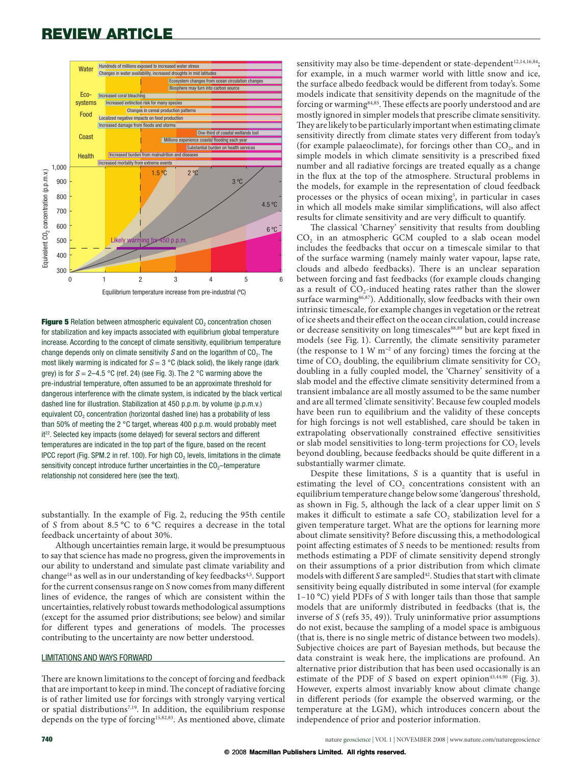**Figure 5** Relation between atmospheric equivalent $CO_2$ concentration chosen for stabilization and key impacts associated with equilibrium global temperature increase. According to the concept of climate sensitivity, equilibrium temperature change depends only on climate sensitivity $S$ and on the logarithm of $CO_2$. The most likely warming is indicated for $S$ = 3 °C (black solid), the likely range (dark grey) is for $S$ = 2–4.5 °C (ref. 24) (see Fig. 3). The 2 °C warming above the pre-industrial temperature, often assumed to be an approximate threshold for dangerous interference with the climate system, is indicated by the black vertical dashed line for illustration. Stabilization at 450 p.p.m. by volume (p.p.m.v.) equivalent $CO_2$ concentration (horizontal dashed line) has a probability of less than 50% of meeting the 2 °C target, whereas 400 p.p.m. would probably meet it[22]. Selected key impacts (some delayed) for several sectors and different temperatures are indicated in the top part of the figure, based on the recent IPCC report (Fig. SPM.2 in ref. 100). For high $CO_2$ levels, limitations in the climate sensitivity concept introduce further uncertainties in the $CO_2$–temperature relationship not considered here (see the text).

substantially. In the example of Fig. 2, reducing the 95th centile of $S$ from about 8.5 °C to 6 °C requires a decrease in the total feedback uncertainty of about 30%.

Although uncertainties remain large, it would be presumptuous to say that science has made no progress, given the improvements in our ability to understand and simulate past climate variability and change[18] as well as in our understanding of key feedbacks[4,5]. Support for the current consensus range on $S$ now comes from many different lines of evidence, the ranges of which are consistent within the uncertainties, relatively robust towards methodological assumptions (except for the assumed prior distributions; see below) and similar for different types and generations of models. The processes contributing to the uncertainty are now better understood.

## LIMITATIONS AND WAYS FORWARD

There are known limitations to the concept of forcing and feedback that are important to keep in mind. The concept of radiative forcing is of rather limited use for forcings with strongly varying vertical or spatial distributions[7,19]. In addition, the equilibrium response depends on the type of forcing[15,82,83]. As mentioned above, climate sensitivity may also be time-dependent or state-dependent[12,14,16,84]; for example, in a much warmer world with little snow and ice, the surface albedo feedback would be different from today's. Some models indicate that sensitivity depends on the magnitude of the forcing or warming[84,85]. These effects are poorly understood and are mostly ignored in simpler models that prescribe climate sensitivity. They are likely to be particularly important when estimating climate sensitivity directly from climate states very different from today's (for example palaeoclimate), for forcings other than $CO_2$, and in simple models in which climate sensitivity is a prescribed fixed number and all radiative forcings are treated equally as a change in the flux at the top of the atmosphere. Structural problems in the models, for example in the representation of cloud feedback processes or the physics of ocean mixing[5], in particular in cases in which all models make similar simplifications, will also affect results for climate sensitivity and are very difficult to quantify.

The classical 'Charney' sensitivity that results from doubling $CO_2$ in an atmospheric GCM coupled to a slab ocean model includes the feedbacks that occur on a timescale similar to that of the surface warming (namely mainly water vapour, lapse rate, clouds and albedo feedbacks). There is an unclear separation between forcing and fast feedbacks (for example clouds changing as a result of $CO_2$-induced heating rates rather than the slower surface warming[86,87]). Additionally, slow feedbacks with their own intrinsic timescale, for example changes in vegetation or the retreat of ice sheets and their effect on the ocean circulation, could increase or decrease sensitivity on long timescales[88,89] but are kept fixed in models (see Fig. 1). Currently, the climate sensitivity parameter (the response to 1 W $m^{-2}$ of any forcing) times the forcing at the time of $CO_2$ doubling, the equilibrium climate sensitivity for $CO_2$ doubling in a fully coupled model, the 'Charney' sensitivity of a slab model and the effective climate sensitivity determined from a transient imbalance are all mostly assumed to be the same number and are all termed 'climate sensitivity'. Because few coupled models have been run to equilibrium and the validity of these concepts for high forcings is not well established, care should be taken in extrapolating observationally constrained effective sensitivities or slab model sensitivities to long-term projections for $CO_2$ levels beyond doubling, because feedbacks should be quite different in a substantially warmer climate.

Despite these limitations, $S$ is a quantity that is useful in estimating the level of $CO_2$ concentrations consistent with an equilibrium temperature change below some 'dangerous' threshold, as shown in Fig. 5, although the lack of a clear upper limit on $S$ makes it difficult to estimate a safe $CO_2$ stabilization level for a given temperature target. What are the options for learning more about climate sensitivity? Before discussing this, a methodological point affecting estimates of $S$ needs to be mentioned: results from methods estimating a PDF of climate sensitivity depend strongly on their assumptions of a prior distribution from which climate models with different $S$ are sampled[42]. Studies that start with climate sensitivity being equally distributed in some interval (for example 1–10 °C) yield PDFs of $S$ with longer tails than those that sample models that are uniformly distributed in feedbacks (that is, the inverse of $S$ (refs 35, 49)). Truly uninformative prior assumptions do not exist, because the sampling of a model space is ambiguous (that is, there is no single metric of distance between two models). Subjective choices are part of Bayesian methods, but because the data constraint is weak here, the implications are profound. An alternative prior distribution that has been used occasionally is an estimate of the PDF of $S$ based on expert opinion[43,44,90] (Fig. 3). However, experts almost invariably know about climate change in different periods (for example the observed warming, or the temperature at the LGM), which introduces concern about the independence of prior and posterior information.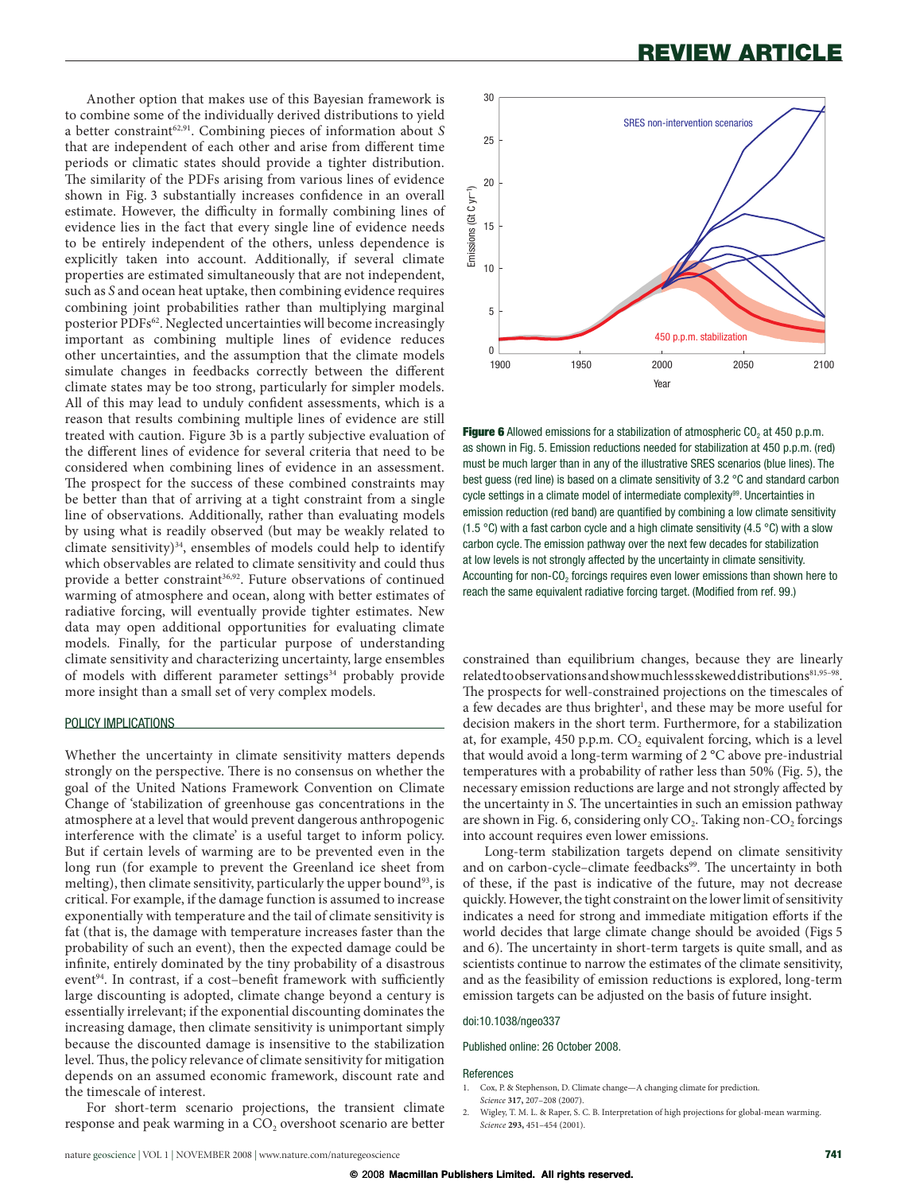Another option that makes use of this Bayesian framework is to combine some of the individually derived distributions to yield a better constraint[62,91]. Combining pieces of information about $S$ that are independent of each other and arise from different time periods or climatic states should provide a tighter distribution. The similarity of the PDFs arising from various lines of evidence shown in Fig. 3 substantially increases confidence in an overall estimate. However, the difficulty in formally combining lines of evidence lies in the fact that every single line of evidence needs to be entirely independent of the others, unless dependence is explicitly taken into account. Additionally, if several climate properties are estimated simultaneously that are not independent, such as $S$ and ocean heat uptake, then combining evidence requires combining joint probabilities rather than multiplying marginal posterior PDFs[62]. Neglected uncertainties will become increasingly important as combining multiple lines of evidence reduces other uncertainties, and the assumption that the climate models simulate changes in feedbacks correctly between the different climate states may be too strong, particularly for simpler models. All of this may lead to unduly confident assessments, which is a reason that results combining multiple lines of evidence are still treated with caution. Figure 3b is a partly subjective evaluation of the different lines of evidence for several criteria that need to be considered when combining lines of evidence in an assessment. The prospect for the success of these combined constraints may be better than that of arriving at a tight constraint from a single line of observations. Additionally, rather than evaluating models by using what is readily observed (but may be weakly related to climate sensitivity)[34], ensembles of models could help to identify which observables are related to climate sensitivity and could thus provide a better constraint[36,92]. Future observations of continued warming of atmosphere and ocean, along with better estimates of radiative forcing, will eventually provide tighter estimates. New data may open additional opportunities for evaluating climate models. Finally, for the particular purpose of understanding climate sensitivity and characterizing uncertainty, large ensembles of models with different parameter settings[34] probably provide more insight than a small set of very complex models.

## POLICY IMPLICATIONS

Whether the uncertainty in climate sensitivity matters depends strongly on the perspective. There is no consensus on whether the goal of the United Nations Framework Convention on Climate Change of 'stabilization of greenhouse gas concentrations in the atmosphere at a level that would prevent dangerous anthropogenic interference with the climate' is a useful target to inform policy. But if certain levels of warming are to be prevented even in the long run (for example to prevent the Greenland ice sheet from melting), then climate sensitivity, particularly the upper bound[93], is critical. For example, if the damage function is assumed to increase exponentially with temperature and the tail of climate sensitivity is fat (that is, the damage with temperature increases faster than the probability of such an event), then the expected damage could be infinite, entirely dominated by the tiny probability of a disastrous event[94]. In contrast, if a cost–benefit framework with sufficiently large discounting is adopted, climate change beyond a century is essentially irrelevant; if the exponential discounting dominates the increasing damage, then climate sensitivity is unimportant simply because the discounted damage is insensitive to the stabilization level. Thus, the policy relevance of climate sensitivity for mitigation depends on an assumed economic framework, discount rate and the timescale of interest.

For short-term scenario projections, the transient climate response and peak warming in a $CO_2$ overshoot scenario are better constrained than equilibrium changes, because they are linearly related to observations and show much less skewed distributions[81,95–98]. The prospects for well-constrained projections on the timescales of a few decades are thus brighter[1], and these may be more useful for decision makers in the short term. Furthermore, for a stabilization at, for example, 450 p.p.m. $CO_2$ equivalent forcing, which is a level that would avoid a long-term warming of 2 °C above pre-industrial temperatures with a probability of rather less than 50% (Fig. 5), the necessary emission reductions are large and not strongly affected by the uncertainty in $S$. The uncertainties in such an emission pathway are shown in Fig. 6, considering only $CO_2$. Taking non-$CO_2$ forcings into account requires even lower emissions.

Long-term stabilization targets depend on climate sensitivity and on carbon-cycle–climate feedbacks[99]. The uncertainty in both of these, if the past is indicative of the future, may not decrease quickly. However, the tight constraint on the lower limit of sensitivity indicates a need for strong and immediate mitigation efforts if the world decides that large climate change should be avoided (Figs 5 and 6). The uncertainty in short-term targets is quite small, and as scientists continue to narrow the estimates of the climate sensitivity, and as the feasibility of emission reductions is explored, long-term emission targets can be adjusted on the basis of future insight.

**Figure 6** Allowed emissions for a stabilization of atmospheric $CO_2$ at 450 p.p.m. as shown in Fig. 5. Emission reductions needed for stabilization at 450 p.p.m. (red) must be much larger than in any of the illustrative SRES scenarios (blue lines). The best guess (red line) is based on a climate sensitivity of 3.2 °C and standard carbon cycle settings in a climate model of intermediate complexity[99]. Uncertainties in emission reduction (red band) are quantified by combining a low climate sensitivity (1.5 °C) with a fast carbon cycle and a high climate sensitivity (4.5 °C) with a slow carbon cycle. The emission pathway over the next few decades for stabilization at low levels is not strongly affected by the uncertainty in climate sensitivity. Accounting for non-$CO_2$ forcings requires even lower emissions than shown here to reach the same equivalent radiative forcing target. (Modified from ref. 99.)

doi:10.1038/ngeo337

Published online: 26 October 2008.

### References

1. Cox, P. & Stephenson, D. Climate change—A changing climate for prediction. *Science* **317**, 207–208 (2007).
2. Wigley, T. M. L. & Raper, S. C. B. Interpretation of high projections for global-mean warming. *Science* **293**, 451–454 (2001).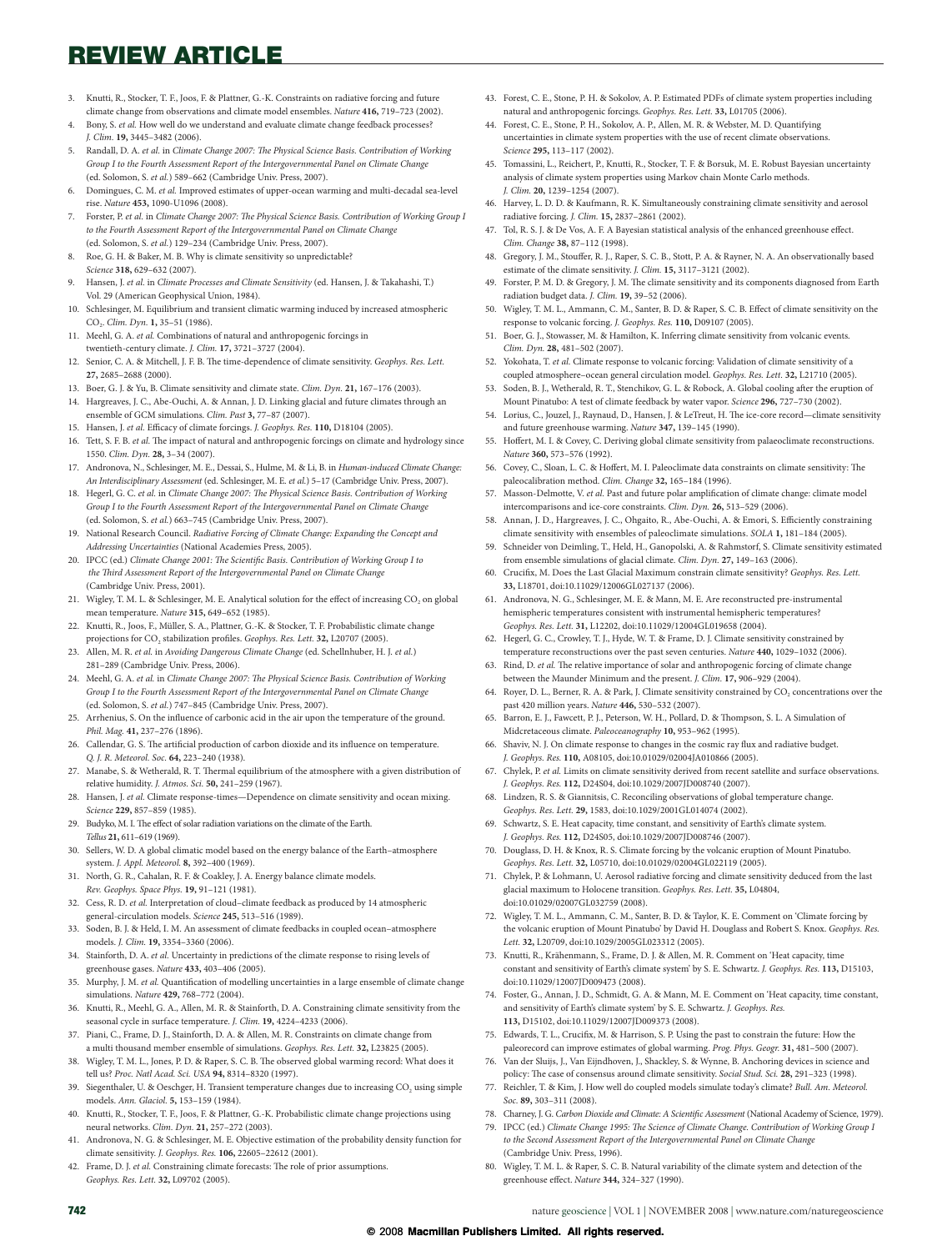3. Knutti, R., Stocker, T. F., Joos, F. & Plattner, G.-K. Constraints on radiative forcing and future climate change from observations and climate model ensembles. *Nature* **416,** 719–723 (2002).
4. Bony, S. *et al.* How well do we understand and evaluate climate change feedback processes? *J. Clim.* **19,** 3445–3482 (2006).
5. Randall, D. A. *et al.* in *Climate Change 2007: The Physical Science Basis. Contribution of Working Group I to the Fourth Assessment Report of the Intergovernmental Panel on Climate Change* (ed. Solomon, S. *et al.*) 589–662 (Cambridge Univ. Press, 2007).
6. Domingues, C. M. *et al.* Improved estimates of upper-ocean warming and multi-decadal sea-level rise. *Nature* **453,** 1090-U1096 (2008).
7. Forster, P. *et al.* in *Climate Change 2007: The Physical Science Basis. Contribution of Working Group I to the Fourth Assessment Report of the Intergovernmental Panel on Climate Change* (ed. Solomon, S. *et al.*) 129–234 (Cambridge Univ. Press, 2007).
8. Roe, G. H. & Baker, M. B. Why is climate sensitivity so unpredictable? *Science* **318,** 629–632 (2007).
9. Hansen, J. *et al.* in *Climate Processes and Climate Sensitivity* (ed. Hansen, J. & Takahashi, T.) Vol. 29 (American Geophysical Union, 1984).
10. Schlesinger, M. Equilibrium and transient climatic warming induced by increased atmospheric $CO_2$. *Clim. Dyn.* **1,** 35–51 (1986).
11. Meehl, G. A. *et al.* Combinations of natural and anthropogenic forcings in twentieth-century climate. *J. Clim.* **17,** 3721–3727 (2004).
12. Senior, C. A. & Mitchell, J. F. B. The time-dependence of climate sensitivity. *Geophys. Res. Lett.* **27,** 2685–2688 (2000).
13. Boer, G. J. & Yu, B. Climate sensitivity and climate state. *Clim. Dyn.* **21,** 167–176 (2003).
14. Hargreaves, J. C., Abe-Ouchi, A. & Annan, J. D. Linking glacial and future climates through an ensemble of GCM simulations. *Clim. Past* **3,** 77–87 (2007).
15. Hansen, J. *et al.* Efficacy of climate forcings. *J. Geophys. Res.* **110,** D18104 (2005).
16. Tett, S. F. B. *et al.* The impact of natural and anthropogenic forcings on climate and hydrology since 1550. *Clim. Dyn.* **28,** 3–34 (2007).
17. Andronova, N., Schlesinger, M. E., Dessai, S., Hulme, M. & Li, B. in *Human-induced Climate Change: An Interdisciplinary Assessment* (ed. Schlesinger, M. E. *et al.*) 5–17 (Cambridge Univ. Press, 2007).
18. Hegerl, G. C. *et al.* in *Climate Change 2007: The Physical Science Basis. Contribution of Working Group I to the Fourth Assessment Report of the Intergovernmental Panel on Climate Change* (ed. Solomon, S. *et al.*) 663–745 (Cambridge Univ. Press, 2007).
19. National Research Council. *Radiative Forcing of Climate Change: Expanding the Concept and Addressing Uncertainties* (National Academies Press, 2005).
20. IPCC (ed.) *Climate Change 2001: The Scientific Basis. Contribution of Working Group I to the Third Assessment Report of the Intergovernmental Panel on Climate Change* (Cambridge Univ. Press, 2001).
21. Wigley, T. M. L. & Schlesinger, M. E. Analytical solution for the effect of increasing $CO_2$ on global mean temperature. *Nature* **315,** 649–652 (1985).
22. Knutti, R., Joos, F., Müller, S. A., Plattner, G.-K. & Stocker, T. F. Probabilistic climate change projections for $CO_2$ stabilization profiles. *Geophys. Res. Lett.* **32,** L20707 (2005).
23. Allen, M. R. *et al.* in *Avoiding Dangerous Climate Change* (ed. Schellnhuber, H. J. *et al.*) 281–289 (Cambridge Univ. Press, 2006).
24. Meehl, G. A. *et al.* in *Climate Change 2007: The Physical Science Basis. Contribution of Working Group I to the Fourth Assessment Report of the Intergovernmental Panel on Climate Change* (ed. Solomon, S. *et al.*) 747–845 (Cambridge Univ. Press, 2007).
25. Arrhenius, S. On the influence of carbonic acid in the air upon the temperature of the ground. *Phil. Mag.* **41,** 237–276 (1896).
26. Callendar, G. S. The artificial production of carbon dioxide and its influence on temperature. *Q. J. R. Meteorol. Soc.* **64,** 223–240 (1938).
27. Manabe, S. & Wetherald, R. T. Thermal equilibrium of the atmosphere with a given distribution of relative humidity. *J. Atmos. Sci.* **50,** 241–259 (1967).
28. Hansen, J. *et al.* Climate response-times—Dependence on climate sensitivity and ocean mixing. *Science* **229,** 857–859 (1985).
29. Budyko, M. I. The effect of solar radiation variations on the climate of the Earth. *Tellus* **21,** 611–619 (1969).
30. Sellers, W. D. A global climatic model based on the energy balance of the Earth–atmosphere system. *J. Appl. Meteorol.* **8,** 392–400 (1969).
31. North, G. R., Cahalan, R. F. & Coakley, J. A. Energy balance climate models. *Rev. Geophys. Space Phys.* **19,** 91–121 (1981).
32. Cess, R. D. *et al.* Interpretation of cloud–climate feedback as produced by 14 atmospheric general-circulation models. *Science* **245,** 513–516 (1989).
33. Soden, B. J. & Held, I. M. An assessment of climate feedbacks in coupled ocean–atmosphere models. *J. Clim.* **19,** 3354–3360 (2006).
34. Stainforth, D. A. *et al.* Uncertainty in predictions of the climate response to rising levels of greenhouse gases. *Nature* **433,** 403–406 (2005).
35. Murphy, J. M. *et al.* Quantification of modelling uncertainties in a large ensemble of climate change simulations. *Nature* **429,** 768–772 (2004).
36. Knutti, R., Meehl, G. A., Allen, M. R. & Stainforth, D. A. Constraining climate sensitivity from the seasonal cycle in surface temperature. *J. Clim.* **19,** 4224–4233 (2006).
37. Piani, C., Frame, D. J., Stainforth, D. A. & Allen, M. R. Constraints on climate change from a multi thousand member ensemble of simulations. *Geophys. Res. Lett.* **32,** L23825 (2005).
38. Wigley, T. M. L., Jones, P. D. & Raper, S. C. B. The observed global warming record: What does it tell us? *Proc. Natl Acad. Sci. USA* **94,** 8314–8320 (1997).
39. Siegenthaler, U. & Oeschger, H. Transient temperature changes due to increasing $CO_2$ using simple models. *Ann. Glaciol.* **5,** 153–159 (1984).
40. Knutti, R., Stocker, T. F., Joos, F. & Plattner, G.-K. Probabilistic climate change projections using neural networks. *Clim. Dyn.* **21,** 257–272 (2003).
41. Andronova, N. G. & Schlesinger, M. E. Objective estimation of the probability density function for climate sensitivity. *J. Geophys. Res.* **106,** 22605–22612 (2001).
42. Frame, D. J. *et al.* Constraining climate forecasts: The role of prior assumptions. *Geophys. Res. Lett.* **32,** L09702 (2005).
43. Forest, C. E., Stone, P. H. & Sokolov, A. P. Estimated PDFs of climate system properties including natural and anthropogenic forcings. *Geophys. Res. Lett.* **33,** L01705 (2006).
44. Forest, C. E., Stone, P. H., Sokolov, A. P., Allen, M. R. & Webster, M. D. Quantifying uncertainties in climate system properties with the use of recent climate observations. *Science* **295,** 113–117 (2002).
45. Tomassini, L., Reichert, P., Knutti, R., Stocker, T. F. & Borsuk, M. E. Robust Bayesian uncertainty analysis of climate system properties using Markov chain Monte Carlo methods. *J. Clim.* **20,** 1239–1254 (2007).
46. Harvey, L. D. D. & Kaufmann, R. K. Simultaneously constraining climate sensitivity and aerosol radiative forcing. *J. Clim.* **15,** 2837–2861 (2002).
47. Tol, R. S. J. & De Vos, A. F. A Bayesian statistical analysis of the enhanced greenhouse effect. *Clim. Change* **38,** 87–112 (1998).
48. Gregory, J. M., Stouffer, R. J., Raper, S. C. B., Stott, P. A. & Rayner, N. A. An observationally based estimate of the climate sensitivity. *J. Clim.* **15,** 3117–3121 (2002).
49. Forster, P. M. D. & Gregory, J. M. The climate sensitivity and its components diagnosed from Earth radiation budget data. *J. Clim.* **19,** 39–52 (2006).
50. Wigley, T. M. L., Ammann, C. M., Santer, B. D. & Raper, S. C. B. Effect of climate sensitivity on the response to volcanic forcing. *J. Geophys. Res.* **110,** D09107 (2005).
51. Boer, G. J., Stowasser, M. & Hamilton, K. Inferring climate sensitivity from volcanic events. *Clim. Dyn.* **28,** 481–502 (2007).
52. Yokohata, T. *et al.* Climate response to volcanic forcing: Validation of climate sensitivity of a coupled atmosphere–ocean general circulation model. *Geophys. Res. Lett.* **32,** L21710 (2005).
53. Soden, B. J., Wetherald, R. T., Stenchikov, G. L. & Robock, A. Global cooling after the eruption of Mount Pinatubo: A test of climate feedback by water vapor. *Science* **296,** 727–730 (2002).
54. Lorius, C., Jouzel, J., Raynaud, D., Hansen, J. & LeTreut, H. The ice-core record—climate sensitivity and future greenhouse warming. *Nature* **347,** 139–145 (1990).
55. Hoffert, M. I. & Covey, C. Deriving global climate sensitivity from palaeoclimate reconstructions. *Nature* **360,** 573–576 (1992).
56. Covey, C., Sloan, L. C. & Hoffert, M. I. Paleoclimate data constraints on climate sensitivity: The paleocalibration method. *Clim. Change* **32,** 165–184 (1996).
57. Masson-Delmotte, V. *et al.* Past and future polar amplification of climate change: climate model intercomparisons and ice-core constraints. *Clim. Dyn.* **26,** 513–529 (2006).
58. Annan, J. D., Hargreaves, J. C., Ohgaito, R., Abe-Ouchi, A. & Emori, S. Efficiently constraining climate sensitivity with ensembles of paleoclimate simulations. *SOLA* **1,** 181–184 (2005).
59. Schneider von Deimling, T., Held, H., Ganopolski, A. & Rahmstorf, S. Climate sensitivity estimated from ensemble simulations of glacial climate. *Clim. Dyn.* **27,** 149–163 (2006).
60. Crucifix, M. Does the Last Glacial Maximum constrain climate sensitivity? *Geophys. Res. Lett.* **33,** L18701, doi:10.11029/12006GL027137 (2006).
61. Andronova, N. G., Schlesinger, M. E. & Mann, M. E. Are reconstructed pre-instrumental hemispheric temperatures consistent with instrumental hemispheric temperatures? *Geophys. Res. Lett.* **31,** L12202, doi:10.11029/12004GL019658 (2004).
62. Hegerl, G. C., Crowley, T. J., Hyde, W. T. & Frame, D. J. Climate sensitivity constrained by temperature reconstructions over the past seven centuries. *Nature* **440,** 1029–1032 (2006).
63. Rind, D. *et al.* The relative importance of solar and anthropogenic forcing of climate change between the Maunder Minimum and the present. *J. Clim.* **17,** 906–929 (2004).
64. Royer, D. L., Berner, R. A. & Park, J. Climate sensitivity constrained by $CO_2$ concentrations over the past 420 million years. *Nature* **446,** 530–532 (2007).
65. Barron, E. J., Fawcett, P. J., Peterson, W. H., Pollard, D. & Thompson, S. L. A Simulation of Midcretaceous climate. *Paleoceanography* **10,** 953–962 (1995).
66. Shaviv, N. J. On climate response to changes in the cosmic ray flux and radiative budget. *J. Geophys. Res.* **110,** A08105, doi:10.01029/02004JA010866 (2005).
67. Chylek, P. *et al.* Limits on climate sensitivity derived from recent satellite and surface observations. *J. Geophys. Res.* **112,** D24S04, doi:10.1029/2007JD008740 (2007).
68. Lindzen, R. S. & Giannitsis, C. Reconciling observations of global temperature change. *Geophys. Res. Lett.* **29,** 1583, doi:10.1029/2001GL014074 (2002).
69. Schwartz, S. E. Heat capacity, time constant, and sensitivity of Earth's climate system. *J. Geophys. Res.* **112,** D24S05, doi:10.1029/2007JD008746 (2007).
70. Douglass, D. H. & Knox, R. S. Climate forcing by the volcanic eruption of Mount Pinatubo. *Geophys. Res. Lett.* **32,** L05710, doi:10.01029/02004GL022119 (2005).
71. Chylek, P. & Lohmann, U. Aerosol radiative forcing and climate sensitivity deduced from the last glacial maximum to Holocene transition. *Geophys. Res. Lett.* **35,** L04804, doi:10.01029/02007GL032759 (2008).
72. Wigley, T. M. L., Ammann, C. M., Santer, B. D. & Taylor, K. E. Comment on 'Climate forcing by the volcanic eruption of Mount Pinatubo' by David H. Douglass and Robert S. Knox. *Geophys. Res. Lett.* **32,** L20709, doi:10.1029/2005GL023312 (2005).
73. Knutti, R., Krähenmann, S., Frame, D. J. & Allen, M. R. Comment on 'Heat capacity, time constant and sensitivity of Earth's climate system' by S. E. Schwartz. *J. Geophys. Res.* **113,** D15103, doi:10.11029/12007JD009473 (2008).
74. Foster, G., Annan, J. D., Schmidt, G. A. & Mann, M. E. Comment on 'Heat capacity, time constant, and sensitivity of Earth's climate system' by S. E. Schwartz. *J. Geophys. Res.* **113,** D15102, doi:10.11029/12007JD009373 (2008).
75. Edwards, T. L., Crucifix, M. & Harrison, S. P. Using the past to constrain the future: How the paleorecord can improve estimates of global warming. *Prog. Phys. Geogr.* **31,** 481–500 (2007).
76. Van der Sluijs, J., Van Eijndhoven, J., Shackley, S. & Wynne, B. Anchoring devices in science and policy: The case of consensus around climate sensitivity. *Social Stud. Sci.* **28,** 291–323 (1998).
77. Reichler, T. & Kim, J. How well do coupled models simulate today's climate? *Bull. Am. Meteorol. Soc.* **89,** 303–311 (2008).
78. Charney, J. G. *Carbon Dioxide and Climate: A Scientific Assessment* (National Academy of Science, 1979).
79. IPCC (ed.) *Climate Change 1995: The Science of Climate Change. Contribution of Working Group I to the Second Assessment Report of the Intergovernmental Panel on Climate Change* (Cambridge Univ. Press, 1996).
80. Wigley, T. M. L. & Raper, S. C. B. Natural variability of the climate system and detection of the greenhouse effect. *Nature* **344,** 324–327 (1990).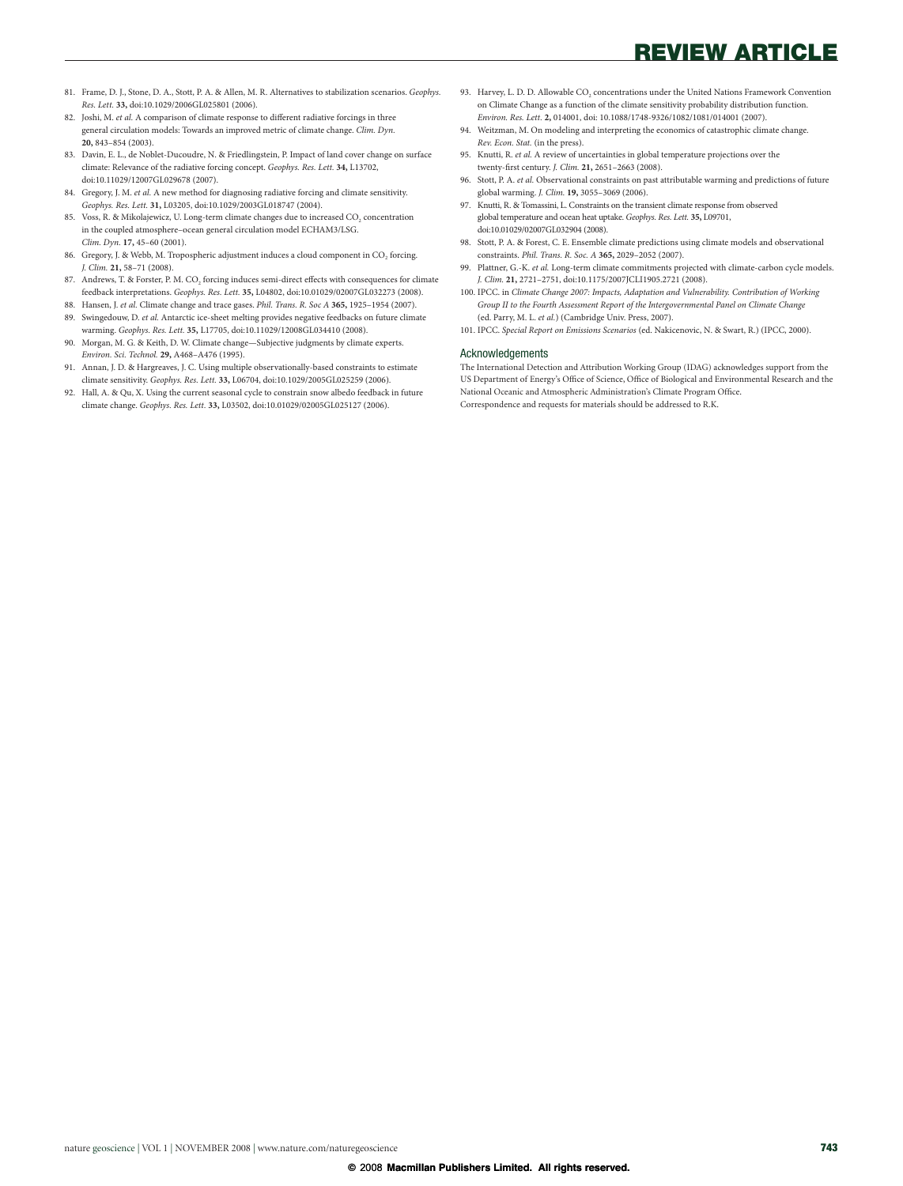81. Frame, D. J., Stone, D. A., Stott, P. A. & Allen, M. R. Alternatives to stabilization scenarios. *Geophys. Res. Lett.* **33,** doi:10.1029/2006GL025801 (2006).
82. Joshi, M. *et al.* A comparison of climate response to different radiative forcings in three general circulation models: Towards an improved metric of climate change. *Clim. Dyn.* **20,** 843–854 (2003).
83. Davin, E. L., de Noblet-Ducoudre, N. & Friedlingstein, P. Impact of land cover change on surface climate: Relevance of the radiative forcing concept. *Geophys. Res. Lett.* **34,** L13702, doi:10.11029/12007GL029678 (2007).
84. Gregory, J. M. *et al.* A new method for diagnosing radiative forcing and climate sensitivity. *Geophys. Res. Lett.* **31,** L03205, doi:10.1029/2003GL018747 (2004).
85. Voss, R. & Mikolajewicz, U. Long-term climate changes due to increased $CO_2$ concentration in the coupled atmosphere–ocean general circulation model ECHAM3/LSG. *Clim. Dyn.* **17,** 45–60 (2001).
86. Gregory, J. & Webb, M. Tropospheric adjustment induces a cloud component in $CO_2$ forcing. *J. Clim.* **21,** 58–71 (2008).
87. Andrews, T. & Forster, P. M. $CO_2$ forcing induces semi-direct effects with consequences for climate feedback interpretations. *Geophys. Res. Lett.* **35,** L04802, doi:10.01029/02007GL032273 (2008).
88. Hansen, J. *et al.* Climate change and trace gases. *Phil. Trans. R. Soc A* **365,** 1925–1954 (2007).
89. Swingedouw, D. *et al.* Antarctic ice-sheet melting provides negative feedbacks on future climate warming. *Geophys. Res. Lett.* **35,** L17705, doi:10.11029/12008GL034410 (2008).
90. Morgan, M. G. & Keith, D. W. Climate change—Subjective judgments by climate experts. *Environ. Sci. Technol.* **29,** A468–A476 (1995).
91. Annan, J. D. & Hargreaves, J. C. Using multiple observationally-based constraints to estimate climate sensitivity. *Geophys. Res. Lett.* **33,** L06704, doi:10.1029/2005GL025259 (2006).
92. Hall, A. & Qu, X. Using the current seasonal cycle to constrain snow albedo feedback in future climate change. *Geophys. Res. Lett.* **33,** L03502, doi:10.01029/02005GL025127 (2006).
93. Harvey, L. D. D. Allowable $CO_2$ concentrations under the United Nations Framework Convention on Climate Change as a function of the climate sensitivity probability distribution function. *Environ. Res. Lett.* **2,** 014001, doi: 10.1088/1748-9326/1082/1081/014001 (2007).
94. Weitzman, M. On modeling and interpreting the economics of catastrophic climate change. *Rev. Econ. Stat.* (in the press).
95. Knutti, R. *et al.* A review of uncertainties in global temperature projections over the twenty-first century. *J. Clim.* **21,** 2651–2663 (2008).
96. Stott, P. A. *et al.* Observational constraints on past attributable warming and predictions of future global warming. *J. Clim.* **19,** 3055–3069 (2006).
97. Knutti, R. & Tomassini, L. Constraints on the transient climate response from observed global temperature and ocean heat uptake. *Geophys. Res. Lett.* **35,** L09701, doi:10.01029/02007GL032904 (2008).
98. Stott, P. A. & Forest, C. E. Ensemble climate predictions using climate models and observational constraints. *Phil. Trans. R. Soc. A* **365,** 2029–2052 (2007).
99. Plattner, G.-K. *et al.* Long-term climate commitments projected with climate-carbon cycle models. *J. Clim.* **21,** 2721–2751, doi:10.1175/2007JCLI1905.2721 (2008).
100. IPCC. in *Climate Change 2007: Impacts, Adaptation and Vulnerability. Contribution of Working Group II to the Fourth Assessment Report of the Intergovernmental Panel on Climate Change* (ed. Parry, M. L. *et al.*) (Cambridge Univ. Press, 2007).
101. IPCC. *Special Report on Emissions Scenarios* (ed. Nakicenovic, N. & Swart, R.) (IPCC, 2000).

## Acknowledgements

The International Detection and Attribution Working Group (IDAG) acknowledges support from the US Department of Energy's Office of Science, Office of Biological and Environmental Research and the National Oceanic and Atmospheric Administration's Climate Program Office.
Correspondence and requests for materials should be addressed to R.K.